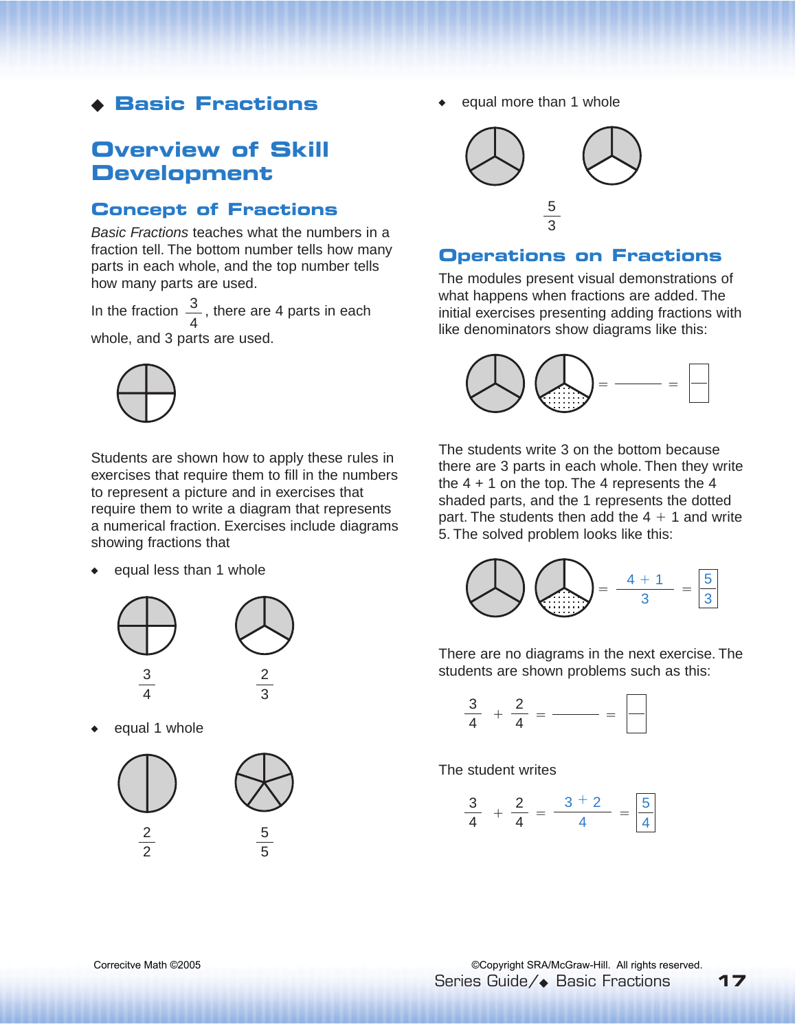# ◆ Basic Fractions

## Overview of Skill Development

### Concept of Fractions

*Basic Fractions* teaches what the numbers in a fraction tell. The bottom number tells how many parts in each whole, and the top number tells how many parts are used.

In the fraction $\frac{3}{4}$, there are 4 parts in each whole, and 3 parts are used.

Students are shown how to apply these rules in exercises that require them to fill in the numbers to represent a picture and in exercises that require them to write a diagram that represents a numerical fraction. Exercises include diagrams showing fractions that

- equal less than 1 whole

$\frac{3}{4}$ $\frac{2}{3}$

- equal 1 whole

$\frac{2}{2}$ $\frac{5}{5}$

- equal more than 1 whole

$\frac{5}{3}$

### Operations on Fractions

The modules present visual demonstrations of what happens when fractions are added. The initial exercises presenting adding fractions with like denominators show diagrams like this:

$= \underline{\qquad} = \boxed{\frac{\phantom{0}}{\phantom{0}}}$

The students write 3 on the bottom because there are 3 parts in each whole. Then they write the 4 + 1 on the top. The 4 represents the 4 shaded parts, and the 1 represents the dotted part. The students then add the 4 + 1 and write 5. The solved problem looks like this:

$= \frac{4 + 1}{3} = \boxed{\frac{5}{3}}$

There are no diagrams in the next exercise. The students are shown problems such as this:

$$\frac{3}{4} + \frac{2}{4} = \underline{\qquad} = \boxed{\frac{\phantom{0}}{\phantom{0}}}$$

The student writes

$$\frac{3}{4} + \frac{2}{4} = \frac{3 + 2}{4} = \boxed{\frac{5}{4}}$$

Correcitve Math ©2005

©Copyright SRA/McGraw-Hill. All rights reserved.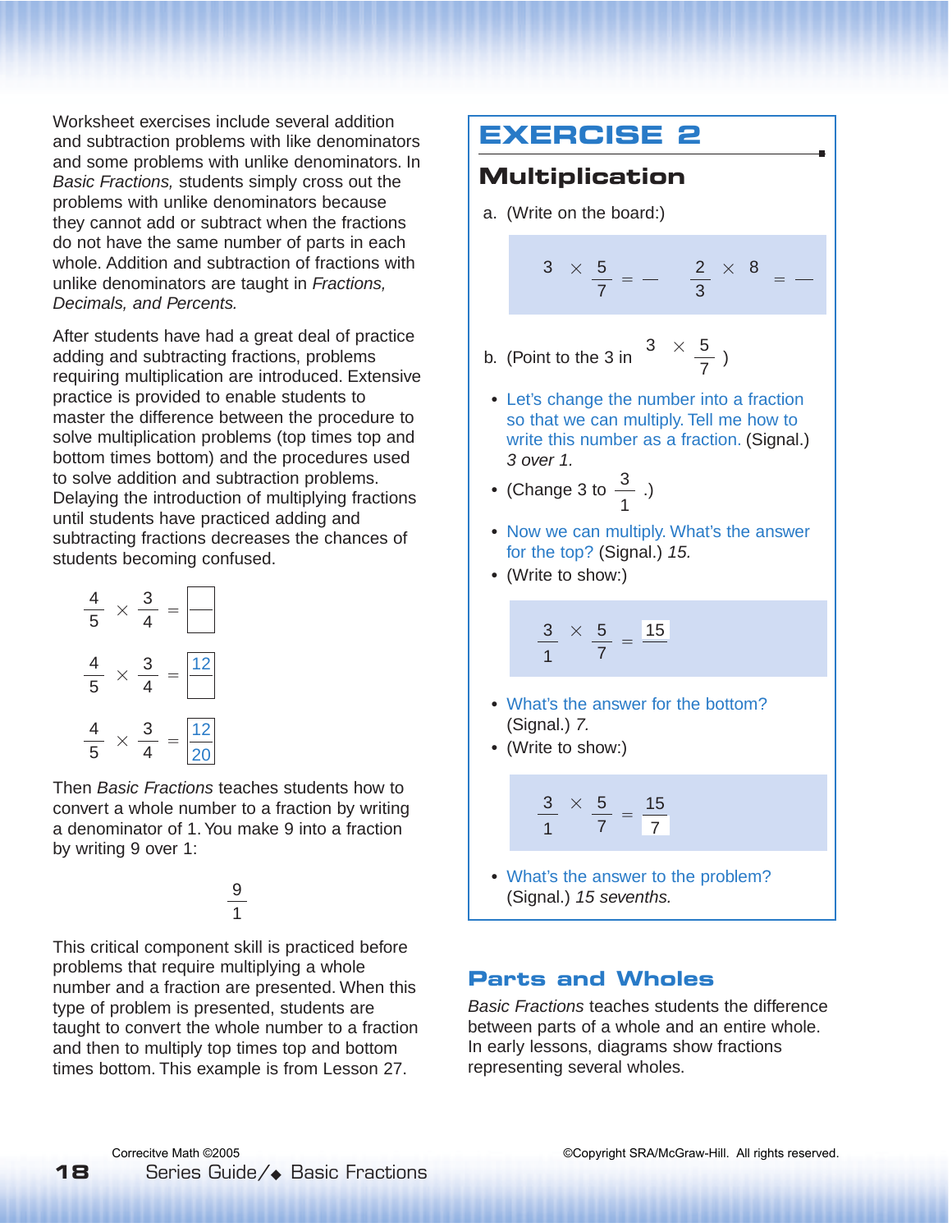Worksheet exercises include several addition and subtraction problems with like denominators and some problems with unlike denominators. In *Basic Fractions,* students simply cross out the problems with unlike denominators because they cannot add or subtract when the fractions do not have the same number of parts in each whole. Addition and subtraction of fractions with unlike denominators are taught in *Fractions, Decimals, and Percents.*

After students have had a great deal of practice adding and subtracting fractions, problems requiring multiplication are introduced. Extensive practice is provided to enable students to master the difference between the procedure to solve multiplication problems (top times top and bottom times bottom) and the procedures used to solve addition and subtraction problems. Delaying the introduction of multiplying fractions until students have practiced adding and subtracting fractions decreases the chances of students becoming confused.

$$\frac{4}{5} \times \frac{3}{4} = \frac{\;}{\;}$$

$$\frac{4}{5} \times \frac{3}{4} = \frac{12}{\;}$$

$$\frac{4}{5} \times \frac{3}{4} = \frac{12}{20}$$

Then *Basic Fractions* teaches students how to convert a whole number to a fraction by writing a denominator of 1. You make 9 into a fraction by writing 9 over 1:

$$\frac{9}{1}$$

This critical component skill is practiced before problems that require multiplying a whole number and a fraction are presented. When this type of problem is presented, students are taught to convert the whole number to a fraction and then to multiply top times top and bottom times bottom. This example is from Lesson 27.

## EXERCISE 2

### Multiplication

a. (Write on the board:)

$$3 \times \frac{5}{7} = \frac{\;}{\;} \qquad \frac{2}{3} \times 8 = \frac{\;}{\;}$$

b. (Point to the 3 in $3 \times \frac{5}{7}$ )

- Let's change the number into a fraction so that we can multiply. Tell me how to write this number as a fraction. (Signal.) *3 over 1.*
- (Change 3 to $\frac{3}{1}$ .)
- Now we can multiply. What's the answer for the top? (Signal.) *15.*
- (Write to show:)

$$\frac{3}{1} \times \frac{5}{7} = \frac{15}{\;}$$

- What's the answer for the bottom? (Signal.) *7.*
- (Write to show:)

$$\frac{3}{1} \times \frac{5}{7} = \frac{15}{7}$$

- What's the answer to the problem? (Signal.) *15 sevenths.*

## Parts and Wholes

*Basic Fractions* teaches students the difference between parts of a whole and an entire whole. In early lessons, diagrams show fractions representing several wholes.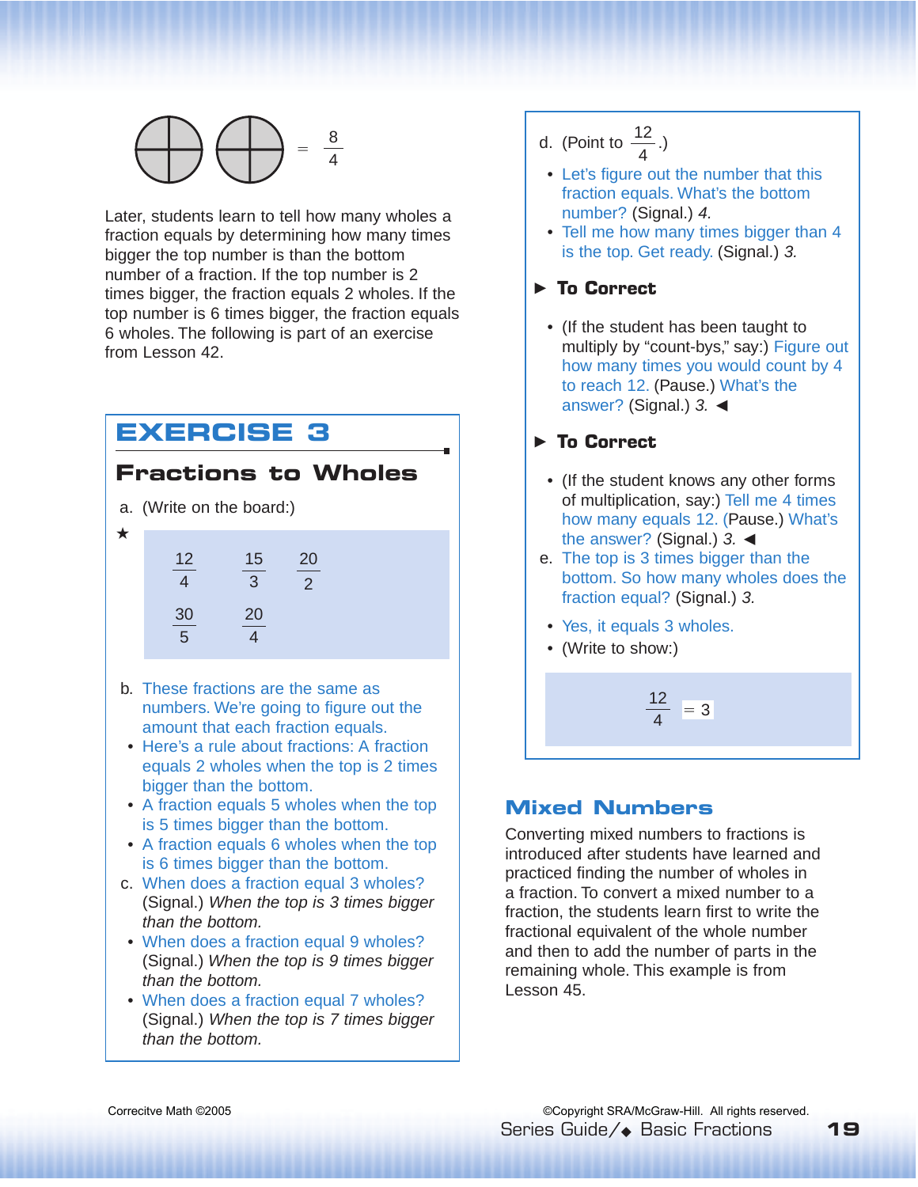$$= \frac{8}{4}$$

Later, students learn to tell how many wholes a fraction equals by determining how many times bigger the top number is than the bottom number of a fraction. If the top number is 2 times bigger, the fraction equals 2 wholes. If the top number is 6 times bigger, the fraction equals 6 wholes. The following is part of an exercise from Lesson 42.

## EXERCISE 3

### Fractions to Wholes

a. (Write on the board:)

★

$$\frac{12}{4} \quad \frac{15}{3} \quad \frac{20}{2}$$

$$\frac{30}{5} \quad \frac{20}{4}$$

b. These fractions are the same as numbers. We're going to figure out the amount that each fraction equals.

- Here's a rule about fractions: A fraction equals 2 wholes when the top is 2 times bigger than the bottom.
- A fraction equals 5 wholes when the top is 5 times bigger than the bottom.
- A fraction equals 6 wholes when the top is 6 times bigger than the bottom.

c. When does a fraction equal 3 wholes? (Signal.) *When the top is 3 times bigger than the bottom.*

- When does a fraction equal 9 wholes? (Signal.) *When the top is 9 times bigger than the bottom.*
- When does a fraction equal 7 wholes? (Signal.) *When the top is 7 times bigger than the bottom.*

d. (Point to $\frac{12}{4}$.)

- Let's figure out the number that this fraction equals. What's the bottom number? (Signal.) *4.*
- Tell me how many times bigger than 4 is the top. Get ready. (Signal.) *3.*

► **To Correct**

- (If the student has been taught to multiply by "count-bys," say:) Figure out how many times you would count by 4 to reach 12. (Pause.) What's the answer? (Signal.) *3.* ◄

► **To Correct**

- (If the student knows any other forms of multiplication, say:) Tell me 4 times how many equals 12. (Pause.) What's the answer? (Signal.) *3.* ◄

e. The top is 3 times bigger than the bottom. So how many wholes does the fraction equal? (Signal.) *3.*

- Yes, it equals 3 wholes.
- (Write to show:)

$$\frac{12}{4} = 3$$

## Mixed Numbers

Converting mixed numbers to fractions is introduced after students have learned and practiced finding the number of wholes in a fraction. To convert a mixed number to a fraction, the students learn first to write the fractional equivalent of the whole number and then to add the number of parts in the remaining whole. This example is from Lesson 45.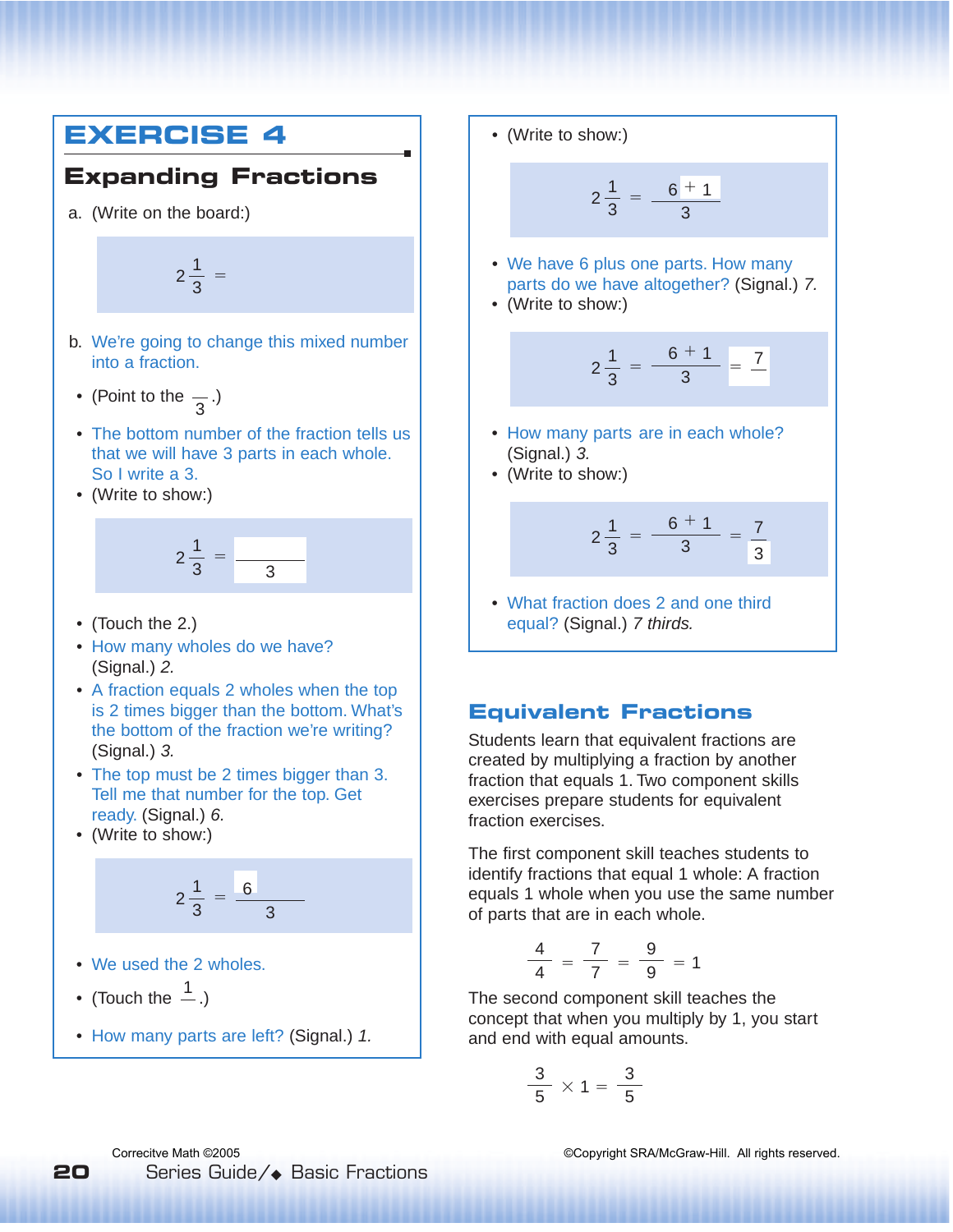## EXERCISE 4

### Expanding Fractions

a. (Write on the board:)

$$2\frac{1}{3} =$$

b. We're going to change this mixed number into a fraction.

- (Point to the $\frac{}{3}$.)
- The bottom number of the fraction tells us that we will have 3 parts in each whole. So I write a 3.
- (Write to show:)

$$2\frac{1}{3} = \frac{\quad}{3}$$

- (Touch the 2.)
- How many wholes do we have? (Signal.) *2.*
- A fraction equals 2 wholes when the top is 2 times bigger than the bottom. What's the bottom of the fraction we're writing? (Signal.) *3.*
- The top must be 2 times bigger than 3. Tell me that number for the top. Get ready. (Signal.) *6.*
- (Write to show:)

$$2\frac{1}{3} = \frac{6}{3}$$

- We used the 2 wholes.
- (Touch the $\frac{1}{}$.)
- How many parts are left? (Signal.) *1.*
- (Write to show:)

$$2\frac{1}{3} = \frac{6+1}{3}$$

- We have 6 plus one parts. How many parts do we have altogether? (Signal.) *7.*
- (Write to show:)

$$2\frac{1}{3} = \frac{6+1}{3} = \frac{7}{\quad}$$

- How many parts are in each whole? (Signal.) *3.*
- (Write to show:)

$$2\frac{1}{3} = \frac{6+1}{3} = \frac{7}{3}$$

- What fraction does 2 and one third equal? (Signal.) *7 thirds.*

## Equivalent Fractions

Students learn that equivalent fractions are created by multiplying a fraction by another fraction that equals 1. Two component skills exercises prepare students for equivalent fraction exercises.

The first component skill teaches students to identify fractions that equal 1 whole: A fraction equals 1 whole when you use the same number of parts that are in each whole.

$$\frac{4}{4} = \frac{7}{7} = \frac{9}{9} = 1$$

The second component skill teaches the concept that when you multiply by 1, you start and end with equal amounts.

$$\frac{3}{5} \times 1 = \frac{3}{5}$$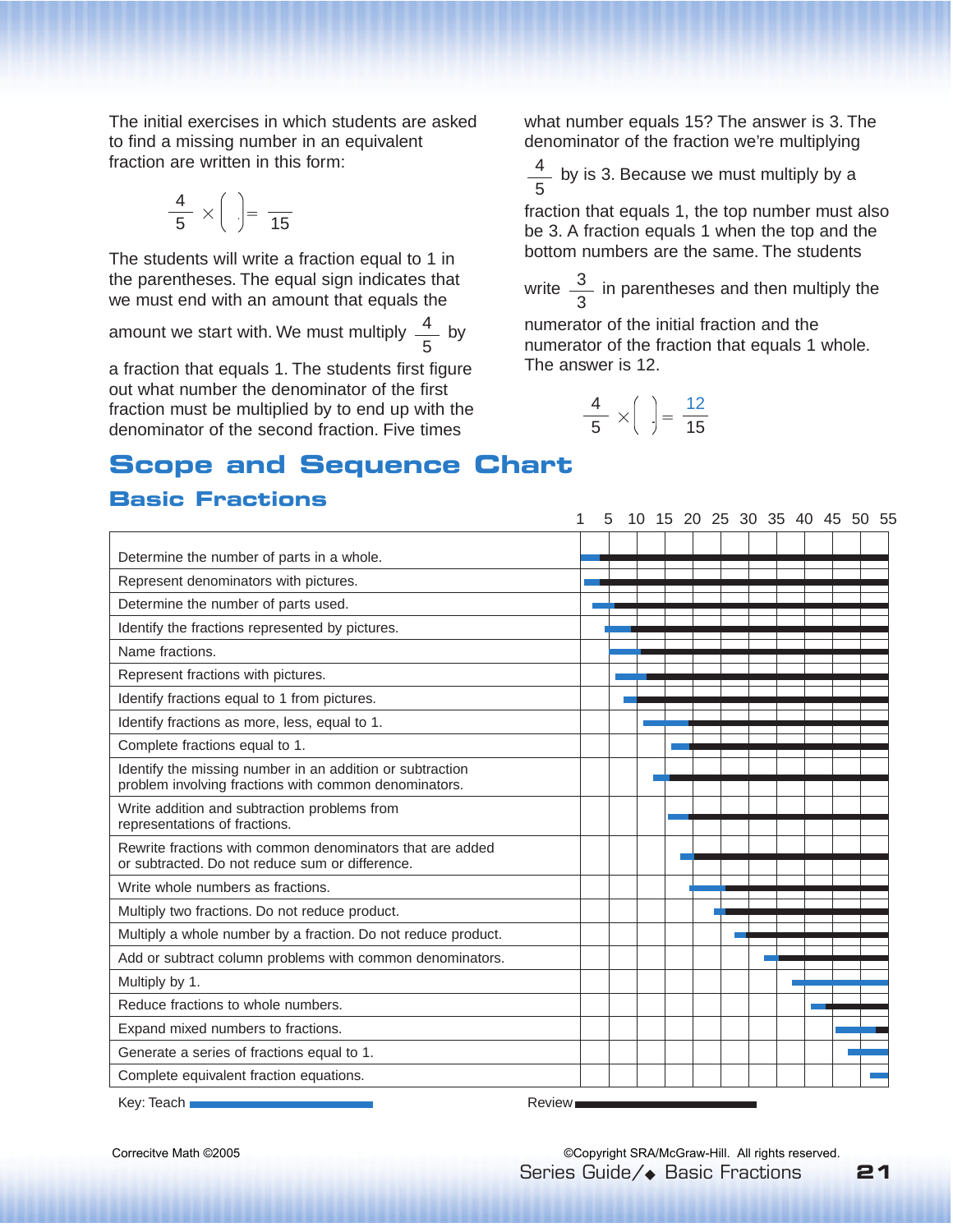The initial exercises in which students are asked to find a missing number in an equivalent fraction are written in this form:

$$\frac{4}{5} \times \left( \quad \right) = \frac{\quad}{15}$$

The students will write a fraction equal to 1 in the parentheses. The equal sign indicates that we must end with an amount that equals the amount we start with. We must multiply $\frac{4}{5}$ by a fraction that equals 1. The students first figure out what number the denominator of the first fraction must be multiplied by to end up with the denominator of the second fraction. Five times what number equals 15? The answer is 3. The denominator of the fraction we're multiplying $\frac{4}{5}$ by is 3. Because we must multiply by a fraction that equals 1, the top number must also be 3. A fraction equals 1 when the top and the bottom numbers are the same. The students write $\frac{3}{3}$ in parentheses and then multiply the numerator of the initial fraction and the numerator of the fraction that equals 1 whole. The answer is 12.

$$\frac{4}{5} \times \left( \quad \right) = \frac{12}{15}$$

# Scope and Sequence Chart

## Basic Fractions

1 5 10 15 20 25 30 35 40 45 50 55

Determine the number of parts in a whole.

Represent denominators with pictures.

Determine the number of parts used.

Identify the fractions represented by pictures.

Name fractions.

Represent fractions with pictures.

Identify fractions equal to 1 from pictures.

Identify fractions as more, less, equal to 1.

Complete fractions equal to 1.

Identify the missing number in an addition or subtraction problem involving fractions with common denominators.

Write addition and subtraction problems from representations of fractions.

Rewrite fractions with common denominators that are added or subtracted. Do not reduce sum or difference.

Write whole numbers as fractions.

Multiply two fractions. Do not reduce product.

Multiply a whole number by a fraction. Do not reduce product.

Add or subtract column problems with common denominators.

Multiply by 1.

Reduce fractions to whole numbers.

Expand mixed numbers to fractions.

Generate a series of fractions equal to 1.

Complete equivalent fraction equations.

Key: Teach

Review

Correcitve Math ©2005

©Copyright SRA/McGraw-Hill. All rights reserved.